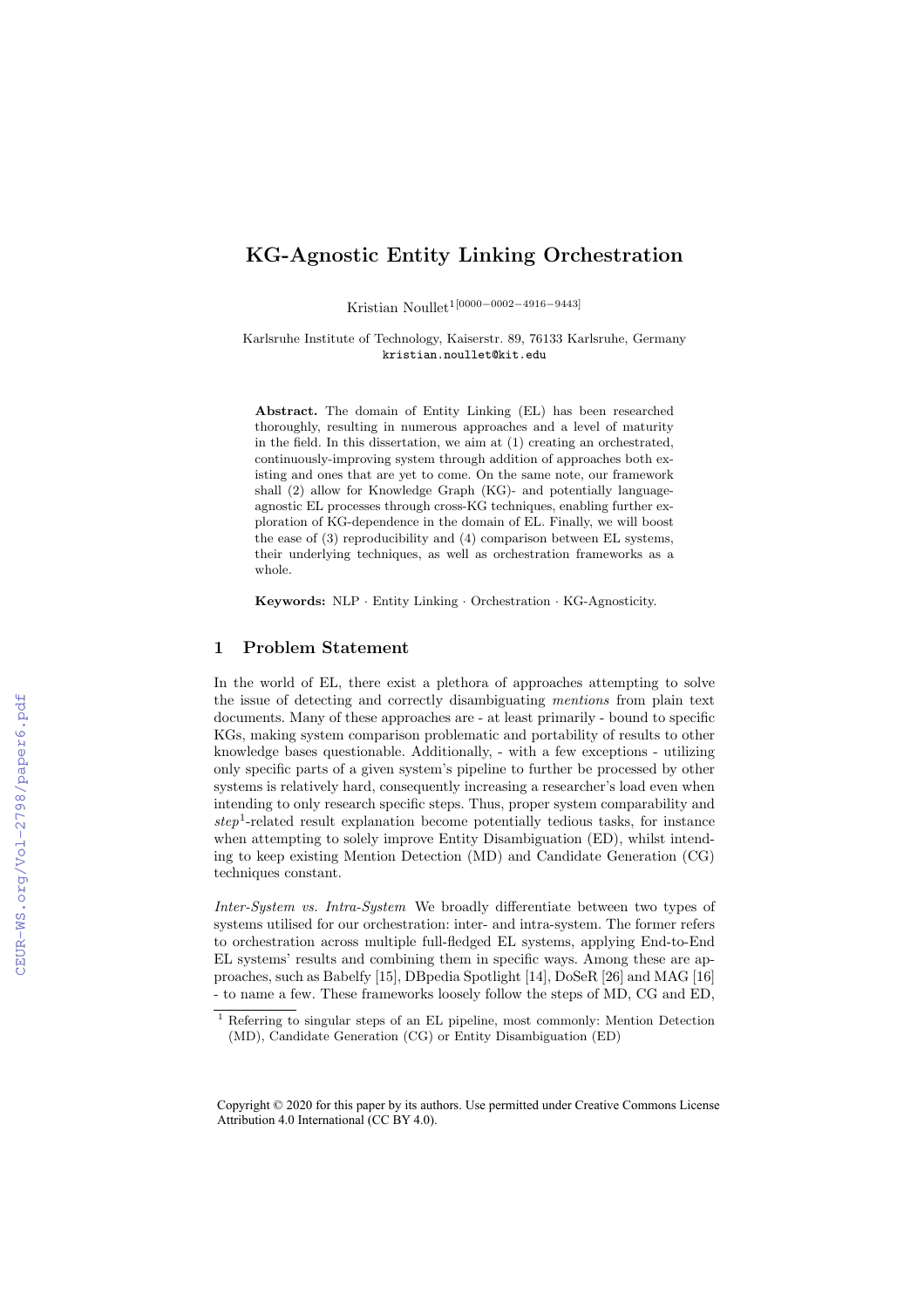# KG-Agnostic Entity Linking Orchestration

Kristian Noullet[1[0000−0002−4916−9443]]

Karlsruhe Institute of Technology, Kaiserstr. 89, 76133 Karlsruhe, Germany
kristian.noullet@kit.edu

**Abstract.** The domain of Entity Linking (EL) has been researched thoroughly, resulting in numerous approaches and a level of maturity in the field. In this dissertation, we aim at (1) creating an orchestrated, continuously-improving system through addition of approaches both existing and ones that are yet to come. On the same note, our framework shall (2) allow for Knowledge Graph (KG)- and potentially language-agnostic EL processes through cross-KG techniques, enabling further exploration of KG-dependence in the domain of EL. Finally, we will boost the ease of (3) reproducibility and (4) comparison between EL systems, their underlying techniques, as well as orchestration frameworks as a whole.

**Keywords:** NLP · Entity Linking · Orchestration · KG-Agnosticity.

## 1 Problem Statement

In the world of EL, there exist a plethora of approaches attempting to solve the issue of detecting and correctly disambiguating *mentions* from plain text documents. Many of these approaches are - at least primarily - bound to specific KGs, making system comparison problematic and portability of results to other knowledge bases questionable. Additionally, - with a few exceptions - utilizing only specific parts of a given system's pipeline to further be processed by other systems is relatively hard, consequently increasing a researcher's load even when intending to only research specific steps. Thus, proper system comparability and *step*[1]-related result explanation become potentially tedious tasks, for instance when attempting to solely improve Entity Disambiguation (ED), whilst intending to keep existing Mention Detection (MD) and Candidate Generation (CG) techniques constant.

*Inter-System vs. Intra-System* We broadly differentiate between two types of systems utilised for our orchestration: inter- and intra-system. The former refers to orchestration across multiple full-fledged EL systems, applying End-to-End EL systems' results and combining them in specific ways. Among these are approaches, such as Babelfy [15], DBpedia Spotlight [14], DoSeR [26] and MAG [16] - to name a few. These frameworks loosely follow the steps of MD, CG and ED,

[1] Referring to singular steps of an EL pipeline, most commonly: Mention Detection (MD), Candidate Generation (CG) or Entity Disambiguation (ED)

Copyright © 2020 for this paper by its authors. Use permitted under Creative Commons License Attribution 4.0 International (CC BY 4.0).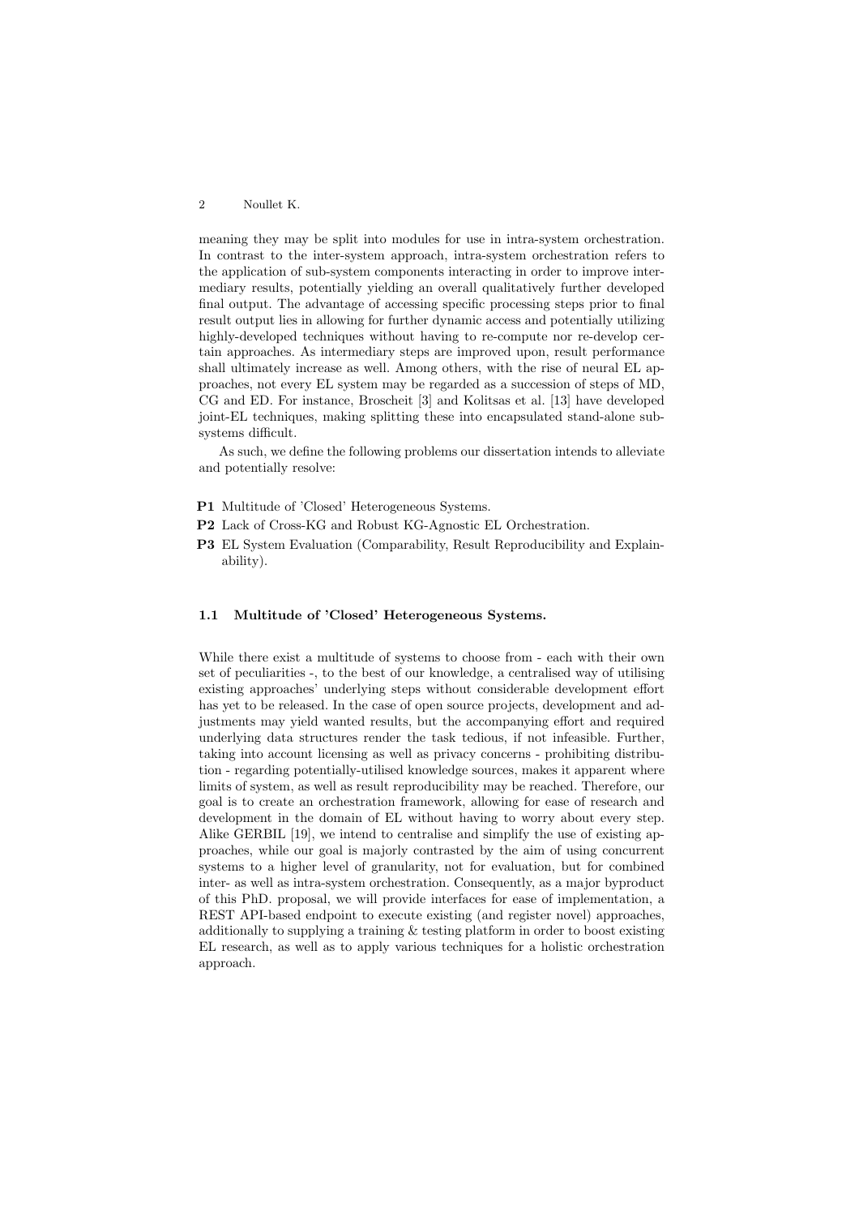meaning they may be split into modules for use in intra-system orchestration. In contrast to the inter-system approach, intra-system orchestration refers to the application of sub-system components interacting in order to improve intermediary results, potentially yielding an overall qualitatively further developed final output. The advantage of accessing specific processing steps prior to final result output lies in allowing for further dynamic access and potentially utilizing highly-developed techniques without having to re-compute nor re-develop certain approaches. As intermediary steps are improved upon, result performance shall ultimately increase as well. Among others, with the rise of neural EL approaches, not every EL system may be regarded as a succession of steps of MD, CG and ED. For instance, Broscheit [3] and Kolitsas et al. [13] have developed joint-EL techniques, making splitting these into encapsulated stand-alone subsystems difficult.

As such, we define the following problems our dissertation intends to alleviate and potentially resolve:

- **P1** Multitude of 'Closed' Heterogeneous Systems.
- **P2** Lack of Cross-KG and Robust KG-Agnostic EL Orchestration.
- **P3** EL System Evaluation (Comparability, Result Reproducibility and Explainability).

### 1.1 Multitude of 'Closed' Heterogeneous Systems.

While there exist a multitude of systems to choose from - each with their own set of peculiarities -, to the best of our knowledge, a centralised way of utilising existing approaches' underlying steps without considerable development effort has yet to be released. In the case of open source projects, development and adjustments may yield wanted results, but the accompanying effort and required underlying data structures render the task tedious, if not infeasible. Further, taking into account licensing as well as privacy concerns - prohibiting distribution - regarding potentially-utilised knowledge sources, makes it apparent where limits of system, as well as result reproducibility may be reached. Therefore, our goal is to create an orchestration framework, allowing for ease of research and development in the domain of EL without having to worry about every step. Alike GERBIL [19], we intend to centralise and simplify the use of existing approaches, while our goal is majorly contrasted by the aim of using concurrent systems to a higher level of granularity, not for evaluation, but for combined inter- as well as intra-system orchestration. Consequently, as a major byproduct of this PhD. proposal, we will provide interfaces for ease of implementation, a REST API-based endpoint to execute existing (and register novel) approaches, additionally to supplying a training & testing platform in order to boost existing EL research, as well as to apply various techniques for a holistic orchestration approach.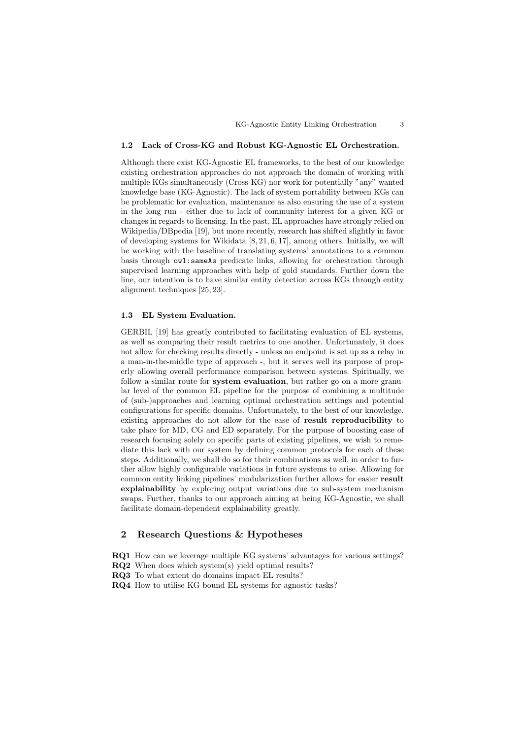### 1.2 Lack of Cross-KG and Robust KG-Agnostic EL Orchestration.

Although there exist KG-Agnostic EL frameworks, to the best of our knowledge existing orchestration approaches do not approach the domain of working with multiple KGs simultaneously (Cross-KG) nor work for potentially "any" wanted knowledge base (KG-Agnostic). The lack of system portability between KGs can be problematic for evaluation, maintenance as also ensuring the use of a system in the long run - either due to lack of community interest for a given KG or changes in regards to licensing. In the past, EL approaches have strongly relied on Wikipedia/DBpedia [19], but more recently, research has shifted slightly in favor of developing systems for Wikidata [8, 21, 6, 17], among others. Initially, we will be working with the baseline of translating systems' annotations to a common basis through `owl:sameAs` predicate links, allowing for orchestration through supervised learning approaches with help of gold standards. Further down the line, our intention is to have similar entity detection across KGs through entity alignment techniques [25, 23].

### 1.3 EL System Evaluation.

GERBIL [19] has greatly contributed to facilitating evaluation of EL systems, as well as comparing their result metrics to one another. Unfortunately, it does not allow for checking results directly - unless an endpoint is set up as a relay in a man-in-the-middle type of approach -, but it serves well its purpose of properly allowing overall performance comparison between systems. Spiritually, we follow a similar route for **system evaluation**, but rather go on a more granular level of the common EL pipeline for the purpose of combining a multitude of (sub-)approaches and learning optimal orchestration settings and potential configurations for specific domains. Unfortunately, to the best of our knowledge, existing approaches do not allow for the ease of **result reproducibility** to take place for MD, CG and ED separately. For the purpose of boosting ease of research focusing solely on specific parts of existing pipelines, we wish to remediate this lack with our system by defining common protocols for each of these steps. Additionally, we shall do so for their combinations as well, in order to further allow highly configurable variations in future systems to arise. Allowing for common entity linking pipelines' modularization further allows for easier **result explainability** by exploring output variations due to sub-system mechanism swaps. Further, thanks to our approach aiming at being KG-Agnostic, we shall facilitate domain-dependent explainability greatly.

## 2 Research Questions & Hypotheses

**RQ1** How can we leverage multiple KG systems' advantages for various settings?
**RQ2** When does which system(s) yield optimal results?
**RQ3** To what extent do domains impact EL results?
**RQ4** How to utilise KG-bound EL systems for agnostic tasks?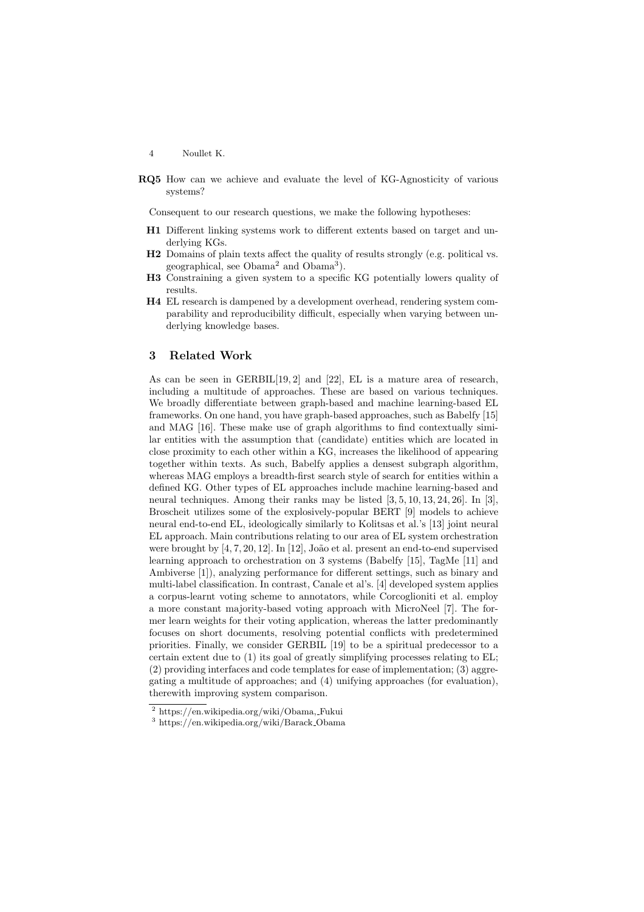**RQ5** How can we achieve and evaluate the level of KG-Agnosticity of various systems?

Consequent to our research questions, we make the following hypotheses:

- **H1** Different linking systems work to different extents based on target and underlying KGs.
- **H2** Domains of plain texts affect the quality of results strongly (e.g. political vs. geographical, see Obama[2] and Obama[3]).
- **H3** Constraining a given system to a specific KG potentially lowers quality of results.
- **H4** EL research is dampened by a development overhead, rendering system comparability and reproducibility difficult, especially when varying between underlying knowledge bases.

## 3 Related Work

As can be seen in GERBIL[19, 2] and [22], EL is a mature area of research, including a multitude of approaches. These are based on various techniques. We broadly differentiate between graph-based and machine learning-based EL frameworks. On one hand, you have graph-based approaches, such as Babelfy [15] and MAG [16]. These make use of graph algorithms to find contextually similar entities with the assumption that (candidate) entities which are located in close proximity to each other within a KG, increases the likelihood of appearing together within texts. As such, Babelfy applies a densest subgraph algorithm, whereas MAG employs a breadth-first search style of search for entities within a defined KG. Other types of EL approaches include machine learning-based and neural techniques. Among their ranks may be listed [3, 5, 10, 13, 24, 26]. In [3], Broscheit utilizes some of the explosively-popular BERT [9] models to achieve neural end-to-end EL, ideologically similarly to Kolitsas et al.'s [13] joint neural EL approach. Main contributions relating to our area of EL system orchestration were brought by [4, 7, 20, 12]. In [12], João et al. present an end-to-end supervised learning approach to orchestration on 3 systems (Babelfy [15], TagMe [11] and Ambiverse [1]), analyzing performance for different settings, such as binary and multi-label classification. In contrast, Canale et al's. [4] developed system applies a corpus-learnt voting scheme to annotators, while Corcoglioniti et al. employ a more constant majority-based voting approach with MicroNeel [7]. The former learn weights for their voting application, whereas the latter predominantly focuses on short documents, resolving potential conflicts with predetermined priorities. Finally, we consider GERBIL [19] to be a spiritual predecessor to a certain extent due to (1) its goal of greatly simplifying processes relating to EL; (2) providing interfaces and code templates for ease of implementation; (3) aggregating a multitude of approaches; and (4) unifying approaches (for evaluation), therewith improving system comparison.

[2] https://en.wikipedia.org/wiki/Obama,_Fukui

[3] https://en.wikipedia.org/wiki/Barack_Obama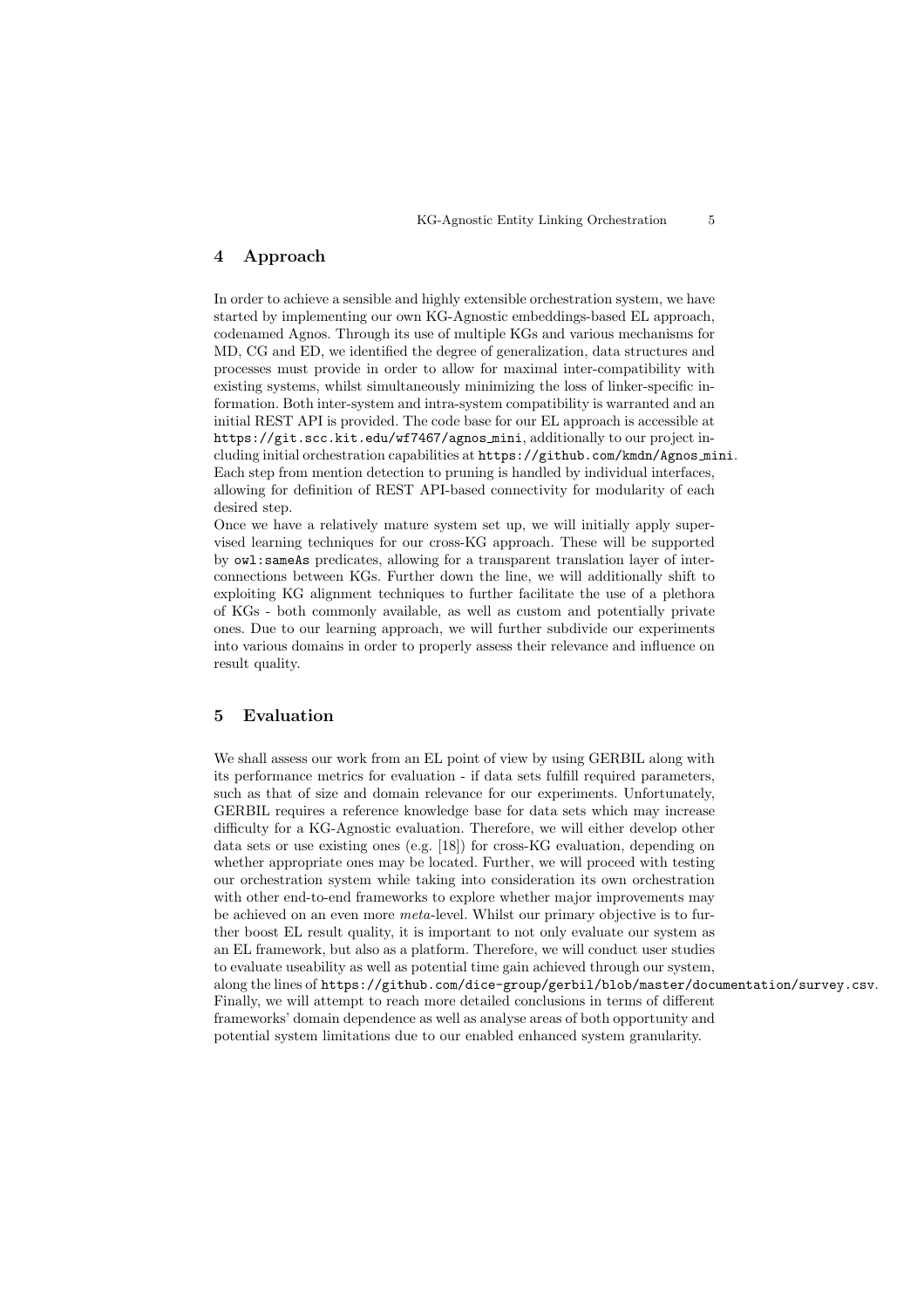## 4 Approach

In order to achieve a sensible and highly extensible orchestration system, we have started by implementing our own KG-Agnostic embeddings-based EL approach, codenamed Agnos. Through its use of multiple KGs and various mechanisms for MD, CG and ED, we identified the degree of generalization, data structures and processes must provide in order to allow for maximal inter-compatibility with existing systems, whilst simultaneously minimizing the loss of linker-specific information. Both inter-system and intra-system compatibility is warranted and an initial REST API is provided. The code base for our EL approach is accessible at `https://git.scc.kit.edu/wf7467/agnos_mini`, additionally to our project including initial orchestration capabilities at `https://github.com/kmdn/Agnos_mini`. Each step from mention detection to pruning is handled by individual interfaces, allowing for definition of REST API-based connectivity for modularity of each desired step.
Once we have a relatively mature system set up, we will initially apply supervised learning techniques for our cross-KG approach. These will be supported by `owl:sameAs` predicates, allowing for a transparent translation layer of interconnections between KGs. Further down the line, we will additionally shift to exploiting KG alignment techniques to further facilitate the use of a plethora of KGs - both commonly available, as well as custom and potentially private ones. Due to our learning approach, we will further subdivide our experiments into various domains in order to properly assess their relevance and influence on result quality.

## 5 Evaluation

We shall assess our work from an EL point of view by using GERBIL along with its performance metrics for evaluation - if data sets fulfill required parameters, such as that of size and domain relevance for our experiments. Unfortunately, GERBIL requires a reference knowledge base for data sets which may increase difficulty for a KG-Agnostic evaluation. Therefore, we will either develop other data sets or use existing ones (e.g. [18]) for cross-KG evaluation, depending on whether appropriate ones may be located. Further, we will proceed with testing our orchestration system while taking into consideration its own orchestration with other end-to-end frameworks to explore whether major improvements may be achieved on an even more *meta*-level. Whilst our primary objective is to further boost EL result quality, it is important to not only evaluate our system as an EL framework, but also as a platform. Therefore, we will conduct user studies to evaluate useability as well as potential time gain achieved through our system, along the lines of `https://github.com/dice-group/gerbil/blob/master/documentation/survey.csv`. Finally, we will attempt to reach more detailed conclusions in terms of different frameworks' domain dependence as well as analyse areas of both opportunity and potential system limitations due to our enabled enhanced system granularity.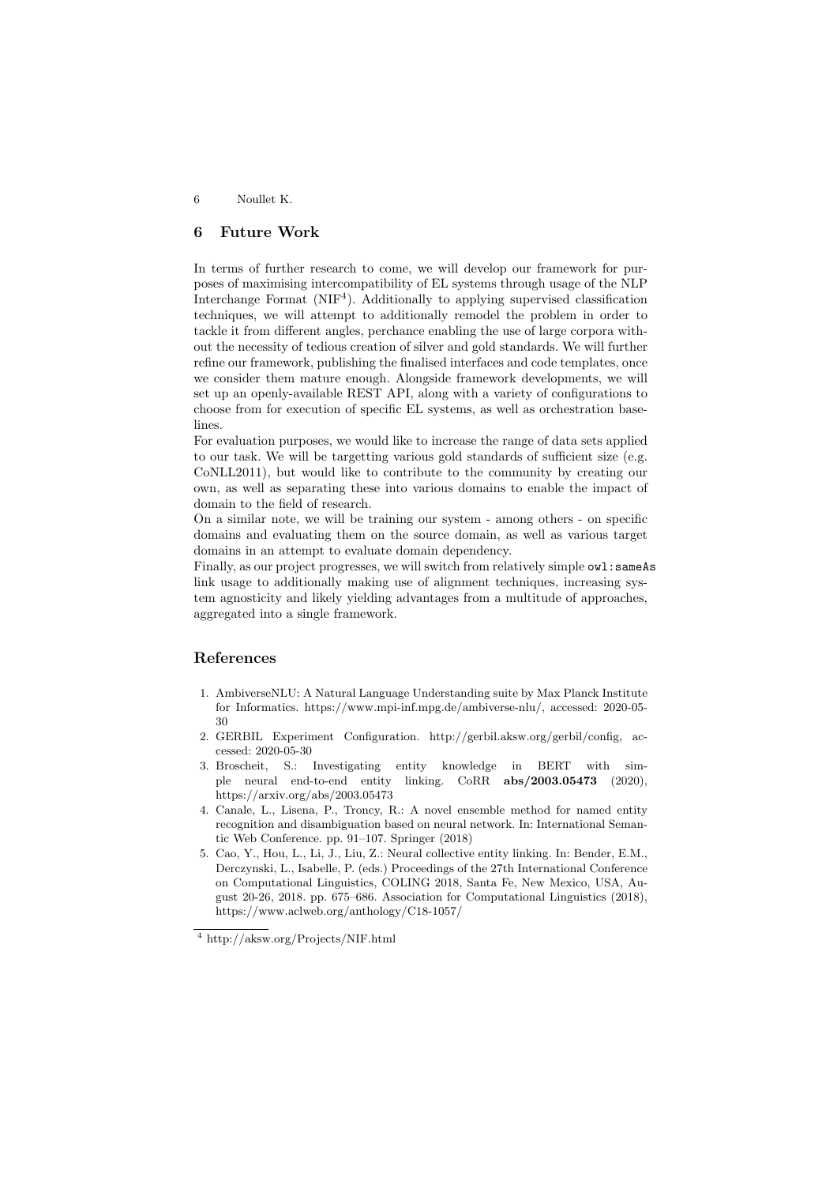## 6 Future Work

In terms of further research to come, we will develop our framework for purposes of maximising intercompatibility of EL systems through usage of the NLP Interchange Format (NIF[4]). Additionally to applying supervised classification techniques, we will attempt to additionally remodel the problem in order to tackle it from different angles, perchance enabling the use of large corpora without the necessity of tedious creation of silver and gold standards. We will further refine our framework, publishing the finalised interfaces and code templates, once we consider them mature enough. Alongside framework developments, we will set up an openly-available REST API, along with a variety of configurations to choose from for execution of specific EL systems, as well as orchestration baselines.

For evaluation purposes, we would like to increase the range of data sets applied to our task. We will be targetting various gold standards of sufficient size (e.g. CoNLL2011), but would like to contribute to the community by creating our own, as well as separating these into various domains to enable the impact of domain to the field of research.

On a similar note, we will be training our system - among others - on specific domains and evaluating them on the source domain, as well as various target domains in an attempt to evaluate domain dependency.

Finally, as our project progresses, we will switch from relatively simple `owl:sameAs` link usage to additionally making use of alignment techniques, increasing system agnosticity and likely yielding advantages from a multitude of approaches, aggregated into a single framework.

## References

1. AmbiverseNLU: A Natural Language Understanding suite by Max Planck Institute for Informatics. https://www.mpi-inf.mpg.de/ambiverse-nlu/, accessed: 2020-05-30
2. GERBIL Experiment Configuration. http://gerbil.aksw.org/gerbil/config, accessed: 2020-05-30
3. Broscheit, S.: Investigating entity knowledge in BERT with simple neural end-to-end entity linking. CoRR **abs/2003.05473** (2020), https://arxiv.org/abs/2003.05473
4. Canale, L., Lisena, P., Troncy, R.: A novel ensemble method for named entity recognition and disambiguation based on neural network. In: International Semantic Web Conference. pp. 91–107. Springer (2018)
5. Cao, Y., Hou, L., Li, J., Liu, Z.: Neural collective entity linking. In: Bender, E.M., Derczynski, L., Isabelle, P. (eds.) Proceedings of the 27th International Conference on Computational Linguistics, COLING 2018, Santa Fe, New Mexico, USA, August 20-26, 2018. pp. 675–686. Association for Computational Linguistics (2018), https://www.aclweb.org/anthology/C18-1057/

[4] http://aksw.org/Projects/NIF.html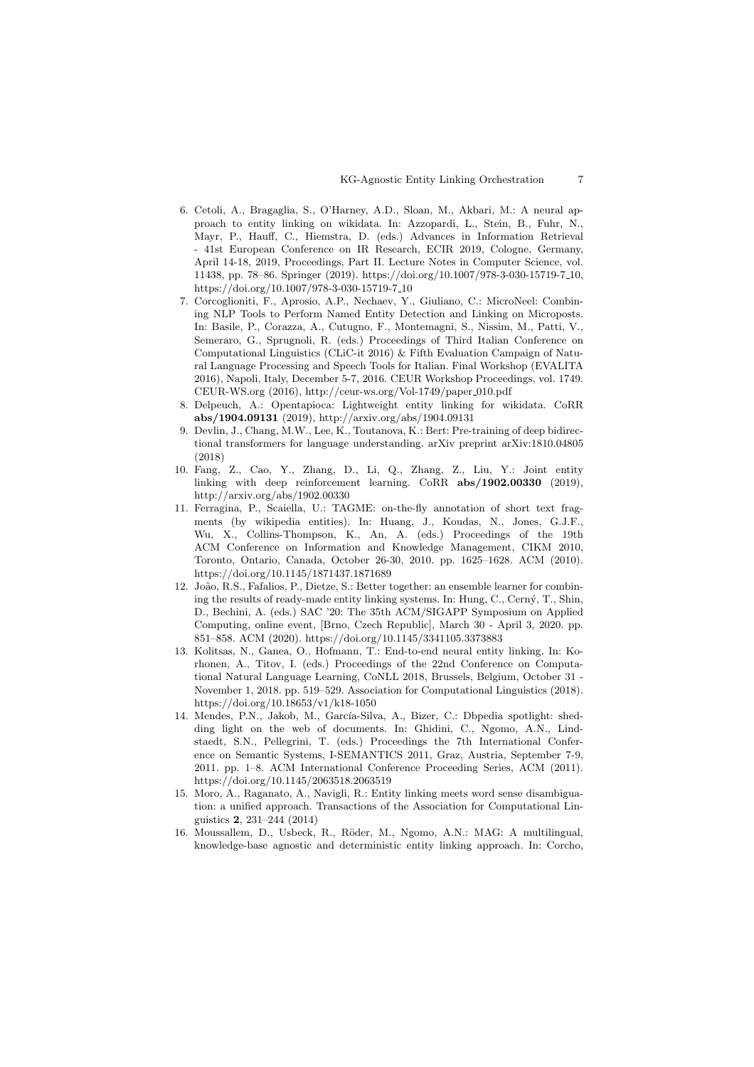6. Cetoli, A., Bragaglia, S., O'Harney, A.D., Sloan, M., Akbari, M.: A neural approach to entity linking on wikidata. In: Azzopardi, L., Stein, B., Fuhr, N., Mayr, P., Hauff, C., Hiemstra, D. (eds.) Advances in Information Retrieval - 41st European Conference on IR Research, ECIR 2019, Cologne, Germany, April 14-18, 2019, Proceedings, Part II. Lecture Notes in Computer Science, vol. 11438, pp. 78–86. Springer (2019). https://doi.org/10.1007/978-3-030-15719-7_10, https://doi.org/10.1007/978-3-030-15719-7_10
7. Corcoglioniti, F., Aprosio, A.P., Nechaev, Y., Giuliano, C.: MicroNeel: Combining NLP Tools to Perform Named Entity Detection and Linking on Microposts. In: Basile, P., Corazza, A., Cutugno, F., Montemagni, S., Nissim, M., Patti, V., Semeraro, G., Sprugnoli, R. (eds.) Proceedings of Third Italian Conference on Computational Linguistics (CLiC-it 2016) & Fifth Evaluation Campaign of Natural Language Processing and Speech Tools for Italian. Final Workshop (EVALITA 2016), Napoli, Italy, December 5-7, 2016. CEUR Workshop Proceedings, vol. 1749. CEUR-WS.org (2016), http://ceur-ws.org/Vol-1749/paper_010.pdf
8. Delpeuch, A.: Opentapioca: Lightweight entity linking for wikidata. CoRR **abs/1904.09131** (2019), http://arxiv.org/abs/1904.09131
9. Devlin, J., Chang, M.W., Lee, K., Toutanova, K.: Bert: Pre-training of deep bidirectional transformers for language understanding. arXiv preprint arXiv:1810.04805 (2018)
10. Fang, Z., Cao, Y., Zhang, D., Li, Q., Zhang, Z., Liu, Y.: Joint entity linking with deep reinforcement learning. CoRR **abs/1902.00330** (2019), http://arxiv.org/abs/1902.00330
11. Ferragina, P., Scaiella, U.: TAGME: on-the-fly annotation of short text fragments (by wikipedia entities). In: Huang, J., Koudas, N., Jones, G.J.F., Wu, X., Collins-Thompson, K., An, A. (eds.) Proceedings of the 19th ACM Conference on Information and Knowledge Management, CIKM 2010, Toronto, Ontario, Canada, October 26-30, 2010. pp. 1625–1628. ACM (2010). https://doi.org/10.1145/1871437.1871689
12. João, R.S., Fafalios, P., Dietze, S.: Better together: an ensemble learner for combining the results of ready-made entity linking systems. In: Hung, C., Cerný, T., Shin, D., Bechini, A. (eds.) SAC '20: The 35th ACM/SIGAPP Symposium on Applied Computing, online event, [Brno, Czech Republic], March 30 - April 3, 2020. pp. 851–858. ACM (2020). https://doi.org/10.1145/3341105.3373883
13. Kolitsas, N., Ganea, O., Hofmann, T.: End-to-end neural entity linking. In: Korhonen, A., Titov, I. (eds.) Proceedings of the 22nd Conference on Computational Natural Language Learning, CoNLL 2018, Brussels, Belgium, October 31 - November 1, 2018. pp. 519–529. Association for Computational Linguistics (2018). https://doi.org/10.18653/v1/k18-1050
14. Mendes, P.N., Jakob, M., García-Silva, A., Bizer, C.: Dbpedia spotlight: shedding light on the web of documents. In: Ghidini, C., Ngomo, A.N., Lindstaedt, S.N., Pellegrini, T. (eds.) Proceedings the 7th International Conference on Semantic Systems, I-SEMANTICS 2011, Graz, Austria, September 7-9, 2011. pp. 1–8. ACM International Conference Proceeding Series, ACM (2011). https://doi.org/10.1145/2063518.2063519
15. Moro, A., Raganato, A., Navigli, R.: Entity linking meets word sense disambiguation: a unified approach. Transactions of the Association for Computational Linguistics **2**, 231–244 (2014)
16. Moussallem, D., Usbeck, R., Röder, M., Ngomo, A.N.: MAG: A multilingual, knowledge-base agnostic and deterministic entity linking approach. In: Corcho,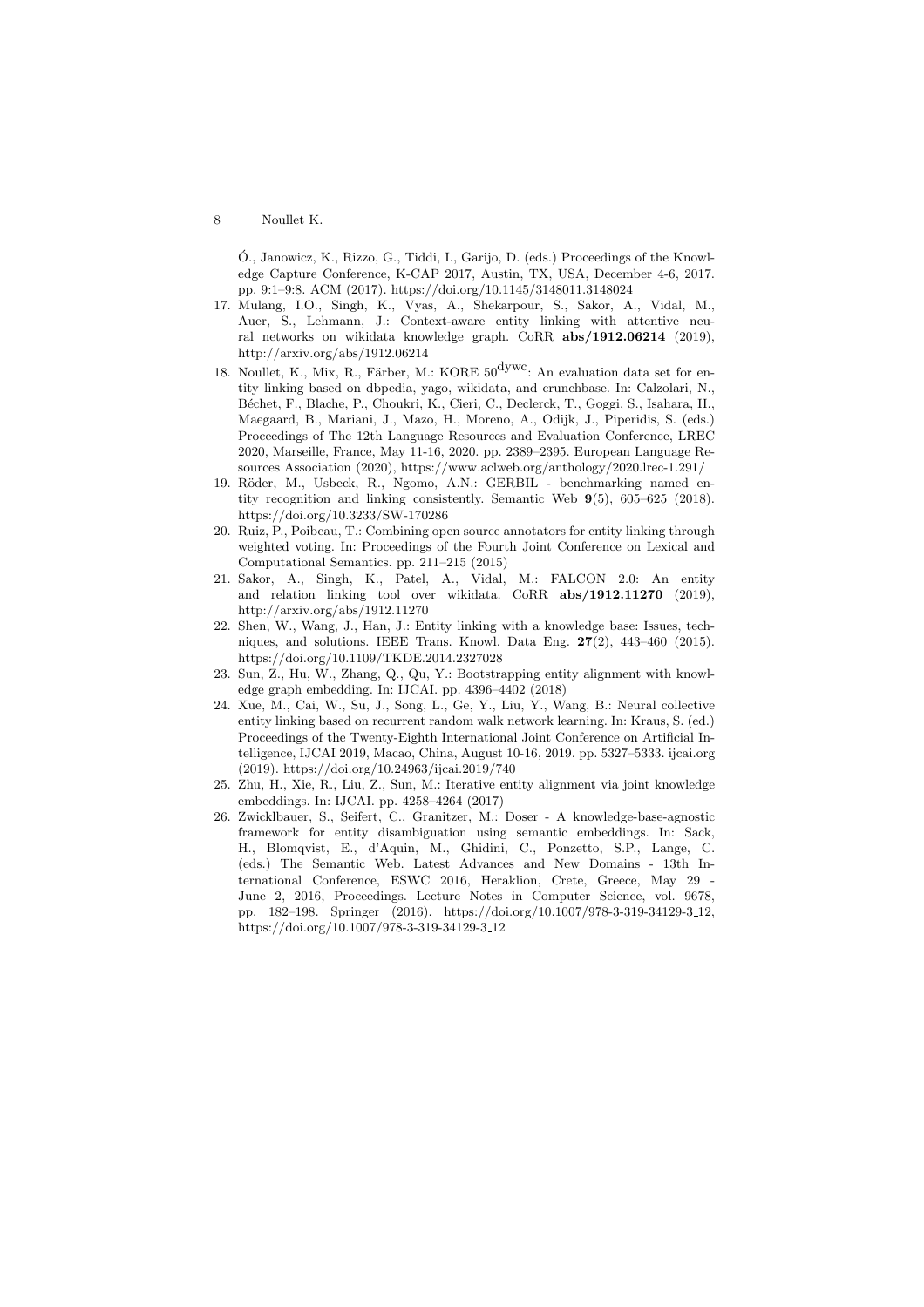Ó., Janowicz, K., Rizzo, G., Tiddi, I., Garijo, D. (eds.) Proceedings of the Knowledge Capture Conference, K-CAP 2017, Austin, TX, USA, December 4-6, 2017. pp. 9:1–9:8. ACM (2017). https://doi.org/10.1145/3148011.3148024

17. Mulang, I.O., Singh, K., Vyas, A., Shekarpour, S., Sakor, A., Vidal, M., Auer, S., Lehmann, J.: Context-aware entity linking with attentive neural networks on wikidata knowledge graph. CoRR **abs/1912.06214** (2019), http://arxiv.org/abs/1912.06214
18. Noullet, K., Mix, R., Färber, M.: KORE $50^{\text{dywc}}$: An evaluation data set for entity linking based on dbpedia, yago, wikidata, and crunchbase. In: Calzolari, N., Béchet, F., Blache, P., Choukri, K., Cieri, C., Declerck, T., Goggi, S., Isahara, H., Maegaard, B., Mariani, J., Mazo, H., Moreno, A., Odijk, J., Piperidis, S. (eds.) Proceedings of The 12th Language Resources and Evaluation Conference, LREC 2020, Marseille, France, May 11-16, 2020. pp. 2389–2395. European Language Resources Association (2020), https://www.aclweb.org/anthology/2020.lrec-1.291/
19. Röder, M., Usbeck, R., Ngomo, A.N.: GERBIL - benchmarking named entity recognition and linking consistently. Semantic Web **9**(5), 605–625 (2018). https://doi.org/10.3233/SW-170286
20. Ruiz, P., Poibeau, T.: Combining open source annotators for entity linking through weighted voting. In: Proceedings of the Fourth Joint Conference on Lexical and Computational Semantics. pp. 211–215 (2015)
21. Sakor, A., Singh, K., Patel, A., Vidal, M.: FALCON 2.0: An entity and relation linking tool over wikidata. CoRR **abs/1912.11270** (2019), http://arxiv.org/abs/1912.11270
22. Shen, W., Wang, J., Han, J.: Entity linking with a knowledge base: Issues, techniques, and solutions. IEEE Trans. Knowl. Data Eng. **27**(2), 443–460 (2015). https://doi.org/10.1109/TKDE.2014.2327028
23. Sun, Z., Hu, W., Zhang, Q., Qu, Y.: Bootstrapping entity alignment with knowledge graph embedding. In: IJCAI. pp. 4396–4402 (2018)
24. Xue, M., Cai, W., Su, J., Song, L., Ge, Y., Liu, Y., Wang, B.: Neural collective entity linking based on recurrent random walk network learning. In: Kraus, S. (ed.) Proceedings of the Twenty-Eighth International Joint Conference on Artificial Intelligence, IJCAI 2019, Macao, China, August 10-16, 2019. pp. 5327–5333. ijcai.org (2019). https://doi.org/10.24963/ijcai.2019/740
25. Zhu, H., Xie, R., Liu, Z., Sun, M.: Iterative entity alignment via joint knowledge embeddings. In: IJCAI. pp. 4258–4264 (2017)
26. Zwicklbauer, S., Seifert, C., Granitzer, M.: Doser - A knowledge-base-agnostic framework for entity disambiguation using semantic embeddings. In: Sack, H., Blomqvist, E., d'Aquin, M., Ghidini, C., Ponzetto, S.P., Lange, C. (eds.) The Semantic Web. Latest Advances and New Domains - 13th International Conference, ESWC 2016, Heraklion, Crete, Greece, May 29 - June 2, 2016, Proceedings. Lecture Notes in Computer Science, vol. 9678, pp. 182–198. Springer (2016). https://doi.org/10.1007/978-3-319-34129-3_12, https://doi.org/10.1007/978-3-319-34129-3_12